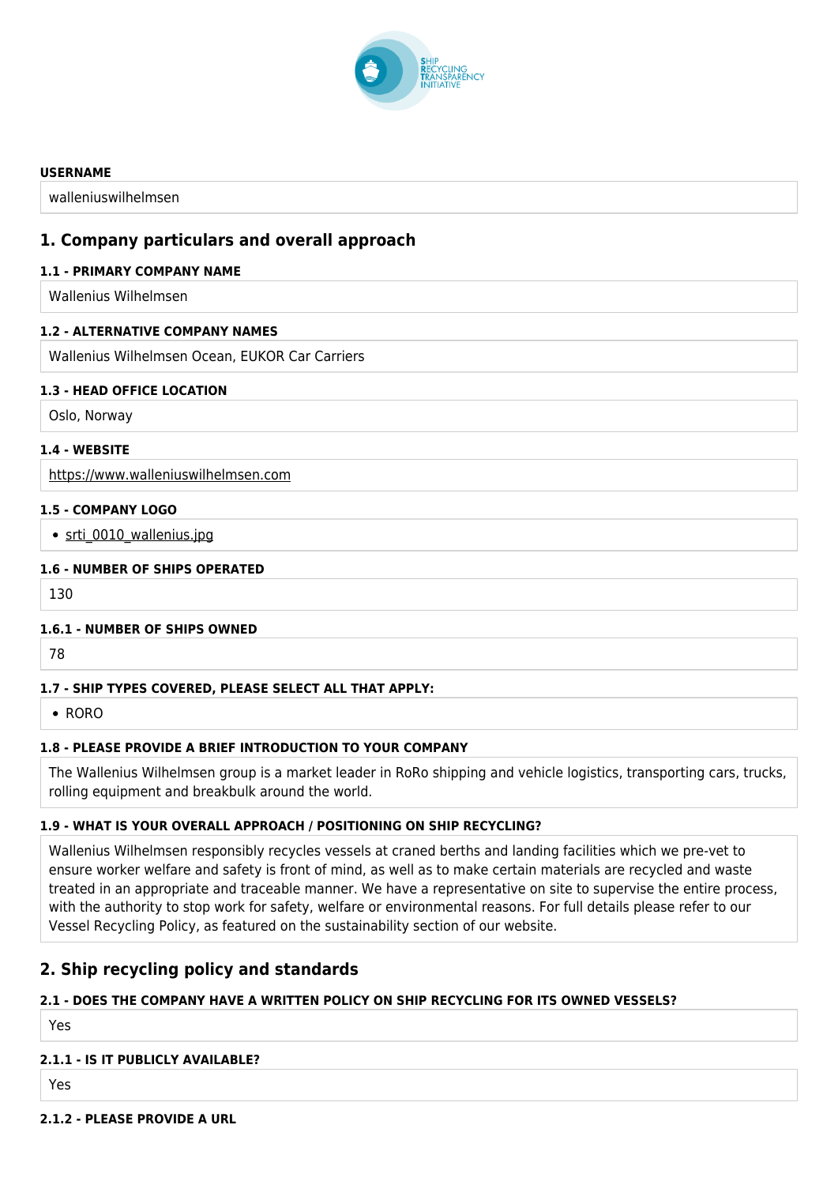**USERNAME**

walleniuswilhelmsen

## 1. Company particulars and overall approach

**1.1 - PRIMARY COMPANY NAME**

Wallenius Wilhelmsen

**1.2 - ALTERNATIVE COMPANY NAMES**

Wallenius Wilhelmsen Ocean, EUKOR Car Carriers

**1.3 - HEAD OFFICE LOCATION**

Oslo, Norway

**1.4 - WEBSITE**

https://www.walleniuswilhelmsen.com

**1.5 - COMPANY LOGO**

- srti_0010_wallenius.jpg

**1.6 - NUMBER OF SHIPS OPERATED**

130

**1.6.1 - NUMBER OF SHIPS OWNED**

78

**1.7 - SHIP TYPES COVERED, PLEASE SELECT ALL THAT APPLY:**

- RORO

**1.8 - PLEASE PROVIDE A BRIEF INTRODUCTION TO YOUR COMPANY**

The Wallenius Wilhelmsen group is a market leader in RoRo shipping and vehicle logistics, transporting cars, trucks, rolling equipment and breakbulk around the world.

**1.9 - WHAT IS YOUR OVERALL APPROACH / POSITIONING ON SHIP RECYCLING?**

Wallenius Wilhelmsen responsibly recycles vessels at craned berths and landing facilities which we pre-vet to ensure worker welfare and safety is front of mind, as well as to make certain materials are recycled and waste treated in an appropriate and traceable manner. We have a representative on site to supervise the entire process, with the authority to stop work for safety, welfare or environmental reasons. For full details please refer to our Vessel Recycling Policy, as featured on the sustainability section of our website.

## 2. Ship recycling policy and standards

**2.1 - DOES THE COMPANY HAVE A WRITTEN POLICY ON SHIP RECYCLING FOR ITS OWNED VESSELS?**

Yes

**2.1.1 - IS IT PUBLICLY AVAILABLE?**

Yes

**2.1.2 - PLEASE PROVIDE A URL**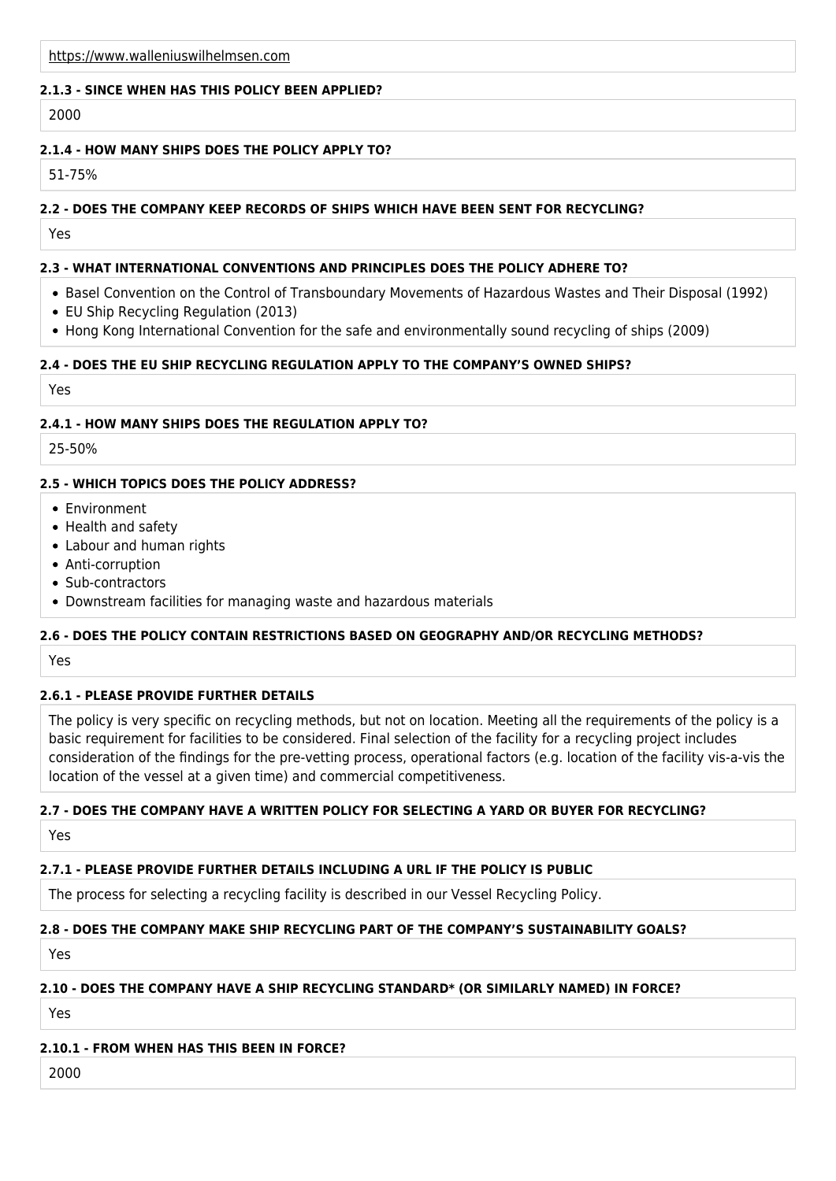https://www.walleniuswilhelmsen.com

#### 2.1.3 - SINCE WHEN HAS THIS POLICY BEEN APPLIED?

2000

#### 2.1.4 - HOW MANY SHIPS DOES THE POLICY APPLY TO?

51-75%

#### 2.2 - DOES THE COMPANY KEEP RECORDS OF SHIPS WHICH HAVE BEEN SENT FOR RECYCLING?

Yes

#### 2.3 - WHAT INTERNATIONAL CONVENTIONS AND PRINCIPLES DOES THE POLICY ADHERE TO?

- Basel Convention on the Control of Transboundary Movements of Hazardous Wastes and Their Disposal (1992)
- EU Ship Recycling Regulation (2013)
- Hong Kong International Convention for the safe and environmentally sound recycling of ships (2009)

#### 2.4 - DOES THE EU SHIP RECYCLING REGULATION APPLY TO THE COMPANY'S OWNED SHIPS?

Yes

#### 2.4.1 - HOW MANY SHIPS DOES THE REGULATION APPLY TO?

25-50%

#### 2.5 - WHICH TOPICS DOES THE POLICY ADDRESS?

- Environment
- Health and safety
- Labour and human rights
- Anti-corruption
- Sub-contractors
- Downstream facilities for managing waste and hazardous materials

#### 2.6 - DOES THE POLICY CONTAIN RESTRICTIONS BASED ON GEOGRAPHY AND/OR RECYCLING METHODS?

Yes

#### 2.6.1 - PLEASE PROVIDE FURTHER DETAILS

The policy is very specific on recycling methods, but not on location. Meeting all the requirements of the policy is a basic requirement for facilities to be considered. Final selection of the facility for a recycling project includes consideration of the findings for the pre-vetting process, operational factors (e.g. location of the facility vis-a-vis the location of the vessel at a given time) and commercial competitiveness.

#### 2.7 - DOES THE COMPANY HAVE A WRITTEN POLICY FOR SELECTING A YARD OR BUYER FOR RECYCLING?

Yes

#### 2.7.1 - PLEASE PROVIDE FURTHER DETAILS INCLUDING A URL IF THE POLICY IS PUBLIC

The process for selecting a recycling facility is described in our Vessel Recycling Policy.

#### 2.8 - DOES THE COMPANY MAKE SHIP RECYCLING PART OF THE COMPANY'S SUSTAINABILITY GOALS?

Yes

#### 2.10 - DOES THE COMPANY HAVE A SHIP RECYCLING STANDARD* (OR SIMILARLY NAMED) IN FORCE?

Yes

#### 2.10.1 - FROM WHEN HAS THIS BEEN IN FORCE?

2000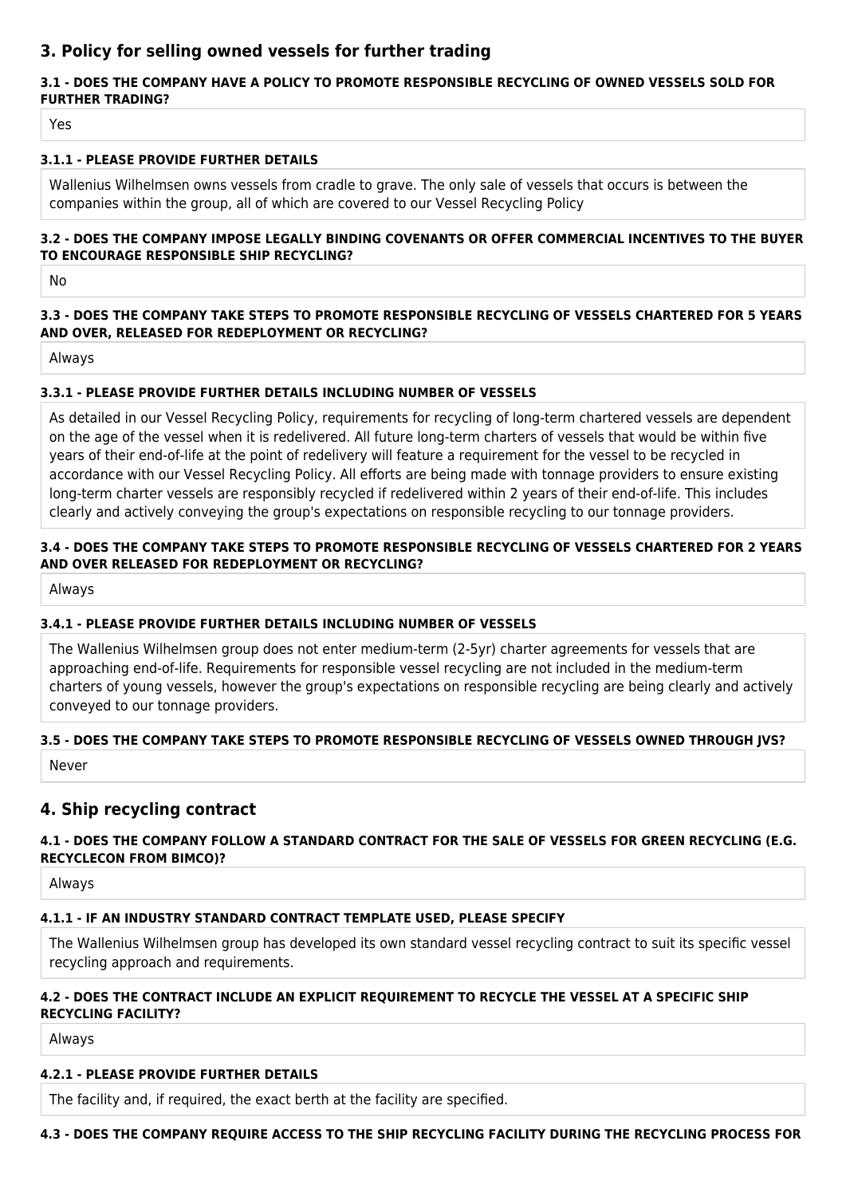## 3. Policy for selling owned vessels for further trading

#### 3.1 - DOES THE COMPANY HAVE A POLICY TO PROMOTE RESPONSIBLE RECYCLING OF OWNED VESSELS SOLD FOR FURTHER TRADING?

Yes

#### 3.1.1 - PLEASE PROVIDE FURTHER DETAILS

Wallenius Wilhelmsen owns vessels from cradle to grave. The only sale of vessels that occurs is between the companies within the group, all of which are covered to our Vessel Recycling Policy

#### 3.2 - DOES THE COMPANY IMPOSE LEGALLY BINDING COVENANTS OR OFFER COMMERCIAL INCENTIVES TO THE BUYER TO ENCOURAGE RESPONSIBLE SHIP RECYCLING?

No

#### 3.3 - DOES THE COMPANY TAKE STEPS TO PROMOTE RESPONSIBLE RECYCLING OF VESSELS CHARTERED FOR 5 YEARS AND OVER, RELEASED FOR REDEPLOYMENT OR RECYCLING?

Always

#### 3.3.1 - PLEASE PROVIDE FURTHER DETAILS INCLUDING NUMBER OF VESSELS

As detailed in our Vessel Recycling Policy, requirements for recycling of long-term chartered vessels are dependent on the age of the vessel when it is redelivered. All future long-term charters of vessels that would be within five years of their end-of-life at the point of redelivery will feature a requirement for the vessel to be recycled in accordance with our Vessel Recycling Policy. All efforts are being made with tonnage providers to ensure existing long-term charter vessels are responsibly recycled if redelivered within 2 years of their end-of-life. This includes clearly and actively conveying the group's expectations on responsible recycling to our tonnage providers.

#### 3.4 - DOES THE COMPANY TAKE STEPS TO PROMOTE RESPONSIBLE RECYCLING OF VESSELS CHARTERED FOR 2 YEARS AND OVER RELEASED FOR REDEPLOYMENT OR RECYCLING?

Always

#### 3.4.1 - PLEASE PROVIDE FURTHER DETAILS INCLUDING NUMBER OF VESSELS

The Wallenius Wilhelmsen group does not enter medium-term (2-5yr) charter agreements for vessels that are approaching end-of-life. Requirements for responsible vessel recycling are not included in the medium-term charters of young vessels, however the group's expectations on responsible recycling are being clearly and actively conveyed to our tonnage providers.

#### 3.5 - DOES THE COMPANY TAKE STEPS TO PROMOTE RESPONSIBLE RECYCLING OF VESSELS OWNED THROUGH JVS?

Never

## 4. Ship recycling contract

#### 4.1 - DOES THE COMPANY FOLLOW A STANDARD CONTRACT FOR THE SALE OF VESSELS FOR GREEN RECYCLING (E.G. RECYCLECON FROM BIMCO)?

Always

#### 4.1.1 - IF AN INDUSTRY STANDARD CONTRACT TEMPLATE USED, PLEASE SPECIFY

The Wallenius Wilhelmsen group has developed its own standard vessel recycling contract to suit its specific vessel recycling approach and requirements.

#### 4.2 - DOES THE CONTRACT INCLUDE AN EXPLICIT REQUIREMENT TO RECYCLE THE VESSEL AT A SPECIFIC SHIP RECYCLING FACILITY?

Always

#### 4.2.1 - PLEASE PROVIDE FURTHER DETAILS

The facility and, if required, the exact berth at the facility are specified.

#### 4.3 - DOES THE COMPANY REQUIRE ACCESS TO THE SHIP RECYCLING FACILITY DURING THE RECYCLING PROCESS FOR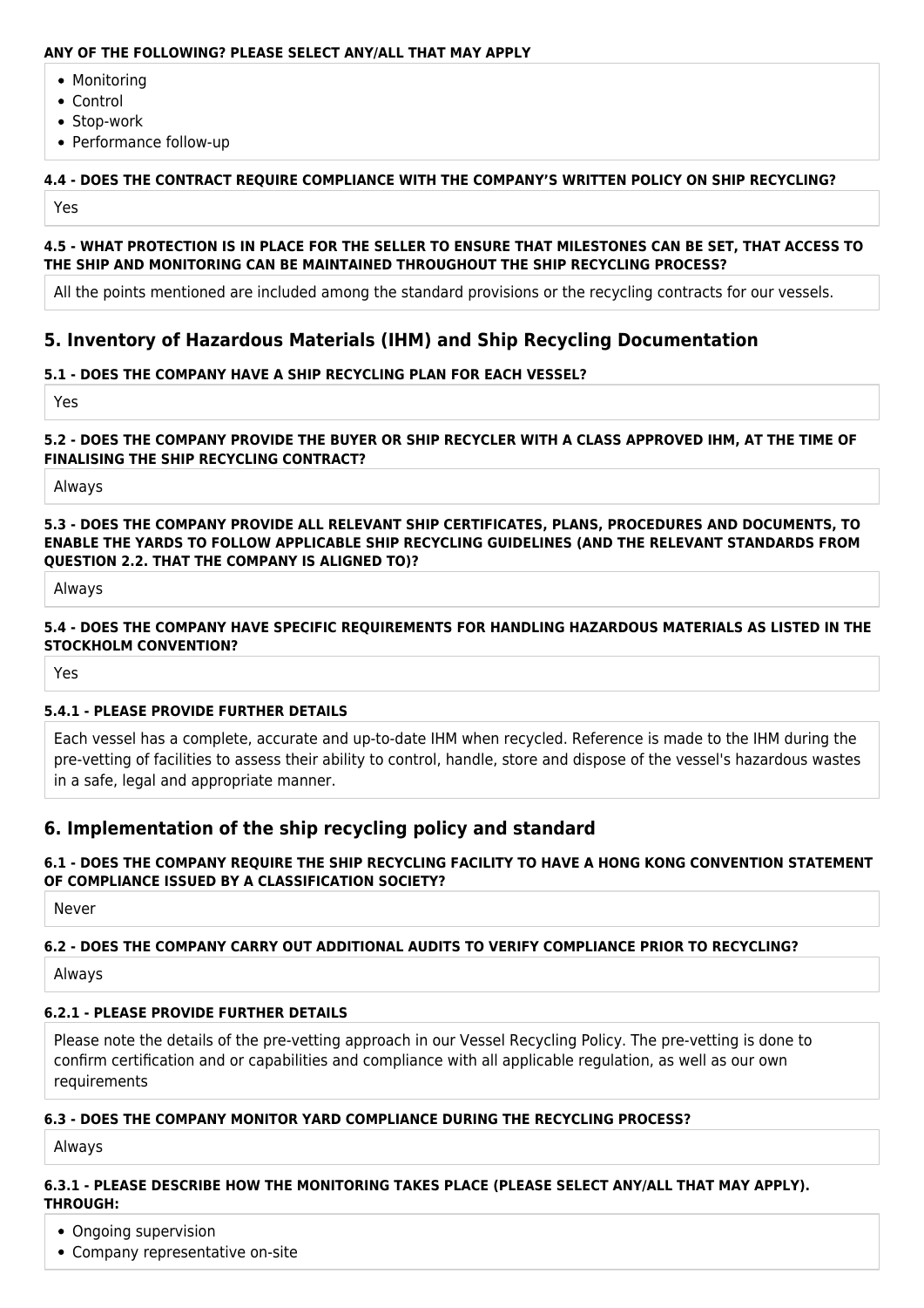**ANY OF THE FOLLOWING? PLEASE SELECT ANY/ALL THAT MAY APPLY**

- Monitoring
- Control
- Stop-work
- Performance follow-up

**4.4 - DOES THE CONTRACT REQUIRE COMPLIANCE WITH THE COMPANY'S WRITTEN POLICY ON SHIP RECYCLING?**

Yes

**4.5 - WHAT PROTECTION IS IN PLACE FOR THE SELLER TO ENSURE THAT MILESTONES CAN BE SET, THAT ACCESS TO THE SHIP AND MONITORING CAN BE MAINTAINED THROUGHOUT THE SHIP RECYCLING PROCESS?**

All the points mentioned are included among the standard provisions or the recycling contracts for our vessels.

## 5. Inventory of Hazardous Materials (IHM) and Ship Recycling Documentation

**5.1 - DOES THE COMPANY HAVE A SHIP RECYCLING PLAN FOR EACH VESSEL?**

Yes

**5.2 - DOES THE COMPANY PROVIDE THE BUYER OR SHIP RECYCLER WITH A CLASS APPROVED IHM, AT THE TIME OF FINALISING THE SHIP RECYCLING CONTRACT?**

Always

**5.3 - DOES THE COMPANY PROVIDE ALL RELEVANT SHIP CERTIFICATES, PLANS, PROCEDURES AND DOCUMENTS, TO ENABLE THE YARDS TO FOLLOW APPLICABLE SHIP RECYCLING GUIDELINES (AND THE RELEVANT STANDARDS FROM QUESTION 2.2. THAT THE COMPANY IS ALIGNED TO)?**

Always

**5.4 - DOES THE COMPANY HAVE SPECIFIC REQUIREMENTS FOR HANDLING HAZARDOUS MATERIALS AS LISTED IN THE STOCKHOLM CONVENTION?**

Yes

**5.4.1 - PLEASE PROVIDE FURTHER DETAILS**

Each vessel has a complete, accurate and up-to-date IHM when recycled. Reference is made to the IHM during the pre-vetting of facilities to assess their ability to control, handle, store and dispose of the vessel's hazardous wastes in a safe, legal and appropriate manner.

## 6. Implementation of the ship recycling policy and standard

**6.1 - DOES THE COMPANY REQUIRE THE SHIP RECYCLING FACILITY TO HAVE A HONG KONG CONVENTION STATEMENT OF COMPLIANCE ISSUED BY A CLASSIFICATION SOCIETY?**

Never

**6.2 - DOES THE COMPANY CARRY OUT ADDITIONAL AUDITS TO VERIFY COMPLIANCE PRIOR TO RECYCLING?**

Always

**6.2.1 - PLEASE PROVIDE FURTHER DETAILS**

Please note the details of the pre-vetting approach in our Vessel Recycling Policy. The pre-vetting is done to confirm certification and or capabilities and compliance with all applicable regulation, as well as our own requirements

**6.3 - DOES THE COMPANY MONITOR YARD COMPLIANCE DURING THE RECYCLING PROCESS?**

Always

**6.3.1 - PLEASE DESCRIBE HOW THE MONITORING TAKES PLACE (PLEASE SELECT ANY/ALL THAT MAY APPLY). THROUGH:**

- Ongoing supervision
- Company representative on-site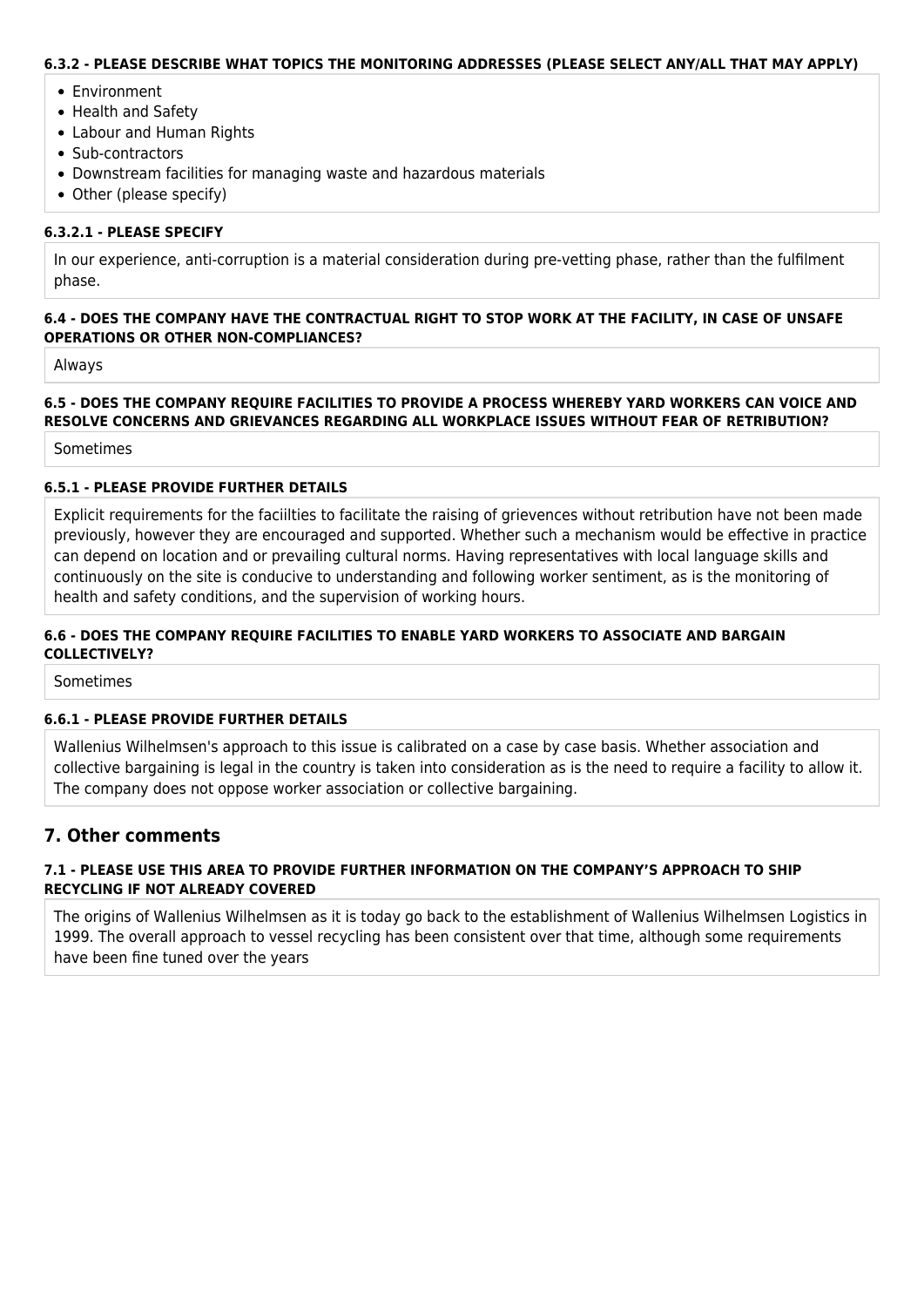#### 6.3.2 - PLEASE DESCRIBE WHAT TOPICS THE MONITORING ADDRESSES (PLEASE SELECT ANY/ALL THAT MAY APPLY)

- Environment
- Health and Safety
- Labour and Human Rights
- Sub-contractors
- Downstream facilities for managing waste and hazardous materials
- Other (please specify)

#### 6.3.2.1 - PLEASE SPECIFY

In our experience, anti-corruption is a material consideration during pre-vetting phase, rather than the fulfilment phase.

#### 6.4 - DOES THE COMPANY HAVE THE CONTRACTUAL RIGHT TO STOP WORK AT THE FACILITY, IN CASE OF UNSAFE OPERATIONS OR OTHER NON-COMPLIANCES?

Always

#### 6.5 - DOES THE COMPANY REQUIRE FACILITIES TO PROVIDE A PROCESS WHEREBY YARD WORKERS CAN VOICE AND RESOLVE CONCERNS AND GRIEVANCES REGARDING ALL WORKPLACE ISSUES WITHOUT FEAR OF RETRIBUTION?

Sometimes

#### 6.5.1 - PLEASE PROVIDE FURTHER DETAILS

Explicit requirements for the faciilties to facilitate the raising of grievences without retribution have not been made previously, however they are encouraged and supported. Whether such a mechanism would be effective in practice can depend on location and or prevailing cultural norms. Having representatives with local language skills and continuously on the site is conducive to understanding and following worker sentiment, as is the monitoring of health and safety conditions, and the supervision of working hours.

#### 6.6 - DOES THE COMPANY REQUIRE FACILITIES TO ENABLE YARD WORKERS TO ASSOCIATE AND BARGAIN COLLECTIVELY?

Sometimes

#### 6.6.1 - PLEASE PROVIDE FURTHER DETAILS

Wallenius Wilhelmsen's approach to this issue is calibrated on a case by case basis. Whether association and collective bargaining is legal in the country is taken into consideration as is the need to require a facility to allow it. The company does not oppose worker association or collective bargaining.

## 7. Other comments

#### 7.1 - PLEASE USE THIS AREA TO PROVIDE FURTHER INFORMATION ON THE COMPANY'S APPROACH TO SHIP RECYCLING IF NOT ALREADY COVERED

The origins of Wallenius Wilhelmsen as it is today go back to the establishment of Wallenius Wilhelmsen Logistics in 1999. The overall approach to vessel recycling has been consistent over that time, although some requirements have been fine tuned over the years